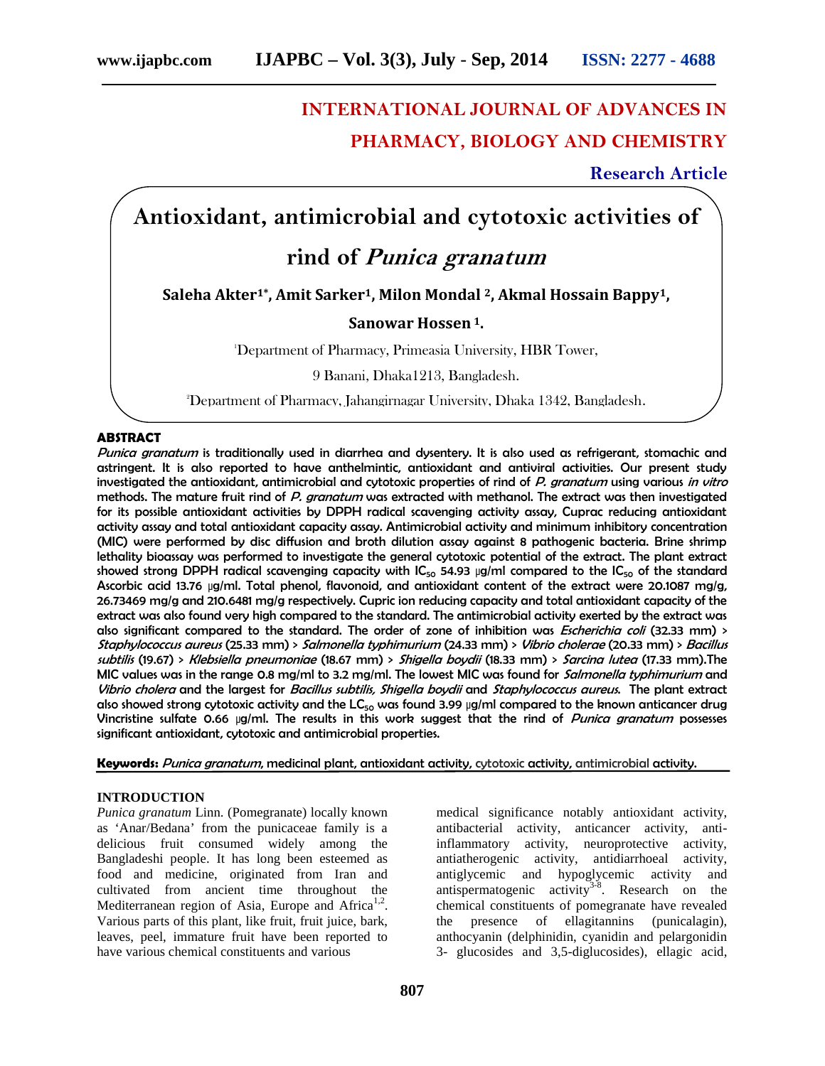# INTERNATIONAL JOURNAL OF ADVANCES IN PHARMACY, BIOLOGY AND CHEMISTRY

**Research Article**

# Antioxidant, antimicrobial and cytotoxic activities of rind of *Punica granatum*

**Saleha Akter[1*], Amit Sarker[1], Milon Mondal [2], Akmal Hossain Bappy[1], Sanowar Hossen [1].**

[1]Department of Pharmacy, Primeasia University, HBR Tower, 9 Banani, Dhaka1213, Bangladesh.

[2]Department of Pharmacy, Jahangirnagar University, Dhaka 1342, Bangladesh.

## ABSTRACT

*Punica granatum* is traditionally used in diarrhea and dysentery. It is also used as refrigerant, stomachic and astringent. It is also reported to have anthelmintic, antioxidant and antiviral activities. Our present study investigated the antioxidant, antimicrobial and cytotoxic properties of rind of *P. granatum* using various *in vitro* methods. The mature fruit rind of *P. granatum* was extracted with methanol. The extract was then investigated for its possible antioxidant activities by DPPH radical scavenging activity assay, Cuprac reducing antioxidant activity assay and total antioxidant capacity assay. Antimicrobial activity and minimum inhibitory concentration (MIC) were performed by disc diffusion and broth dilution assay against 8 pathogenic bacteria. Brine shrimp lethality bioassay was performed to investigate the general cytotoxic potential of the extract. The plant extract showed strong DPPH radical scavenging capacity with $IC_{50}$ 54.93 µg/ml compared to the $IC_{50}$ of the standard Ascorbic acid 13.76 µg/ml. Total phenol, flavonoid, and antioxidant content of the extract were 20.1087 mg/g, 26.73469 mg/g and 210.6481 mg/g respectively. Cupric ion reducing capacity and total antioxidant capacity of the extract was also found very high compared to the standard. The antimicrobial activity exerted by the extract was also significant compared to the standard. The order of zone of inhibition was *Escherichia coli* (32.33 mm) > *Staphylococcus aureus* (25.33 mm) > *Salmonella typhimurium* (24.33 mm) > *Vibrio cholerae* (20.33 mm) > *Bacillus subtilis* (19.67) > *Klebsiella pneumoniae* (18.67 mm) > *Shigella boydii* (18.33 mm) > *Sarcina lutea* (17.33 mm).The MIC values was in the range 0.8 mg/ml to 3.2 mg/ml. The lowest MIC was found for *Salmonella typhimurium* and *Vibrio cholera* and the largest for *Bacillus subtilis, Shigella boydii* and *Staphylococcus aureus.* The plant extract also showed strong cytotoxic activity and the $LC_{50}$ was found 3.99 µg/ml compared to the known anticancer drug Vincristine sulfate 0.66 µg/ml. The results in this work suggest that the rind of *Punica granatum* possesses significant antioxidant, cytotoxic and antimicrobial properties.

**Keywords:** *Punica granatum*, medicinal plant, antioxidant activity, cytotoxic activity, antimicrobial activity.

## INTRODUCTION

*Punica granatum* Linn. (Pomegranate) locally known as 'Anar/Bedana' from the punicaceae family is a delicious fruit consumed widely among the Bangladeshi people. It has long been esteemed as food and medicine, originated from Iran and cultivated from ancient time throughout the Mediterranean region of Asia, Europe and Africa[1,2]. Various parts of this plant, like fruit, fruit juice, bark, leaves, peel, immature fruit have been reported to have various chemical constituents and various medical significance notably antioxidant activity, antibacterial activity, anticancer activity, anti-inflammatory activity, neuroprotective activity, antiatherogenic activity, antidiarrhoeal activity, antiglycemic and hypoglycemic activity and antispermatogenic activity[3-8]. Research on the chemical constituents of pomegranate have revealed the presence of ellagitannins (punicalagin), anthocyanin (delphinidin, cyanidin and pelargonidin 3- glucosides and 3,5-diglucosides), ellagic acid,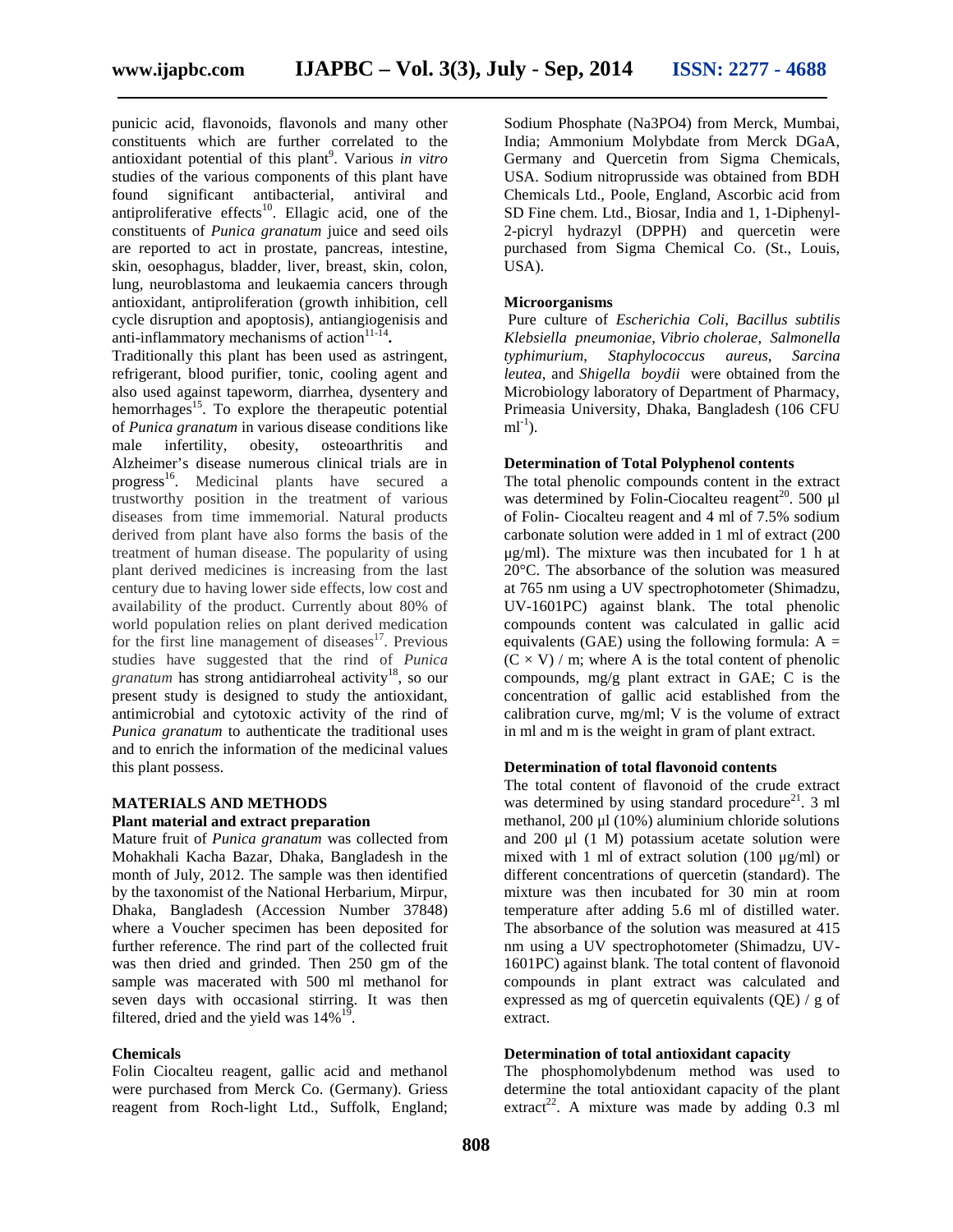punicic acid, flavonoids, flavonols and many other constituents which are further correlated to the antioxidant potential of this plant[9]. Various *in vitro* studies of the various components of this plant have found significant antibacterial, antiviral and antiproliferative effects[10]. Ellagic acid, one of the constituents of *Punica granatum* juice and seed oils are reported to act in prostate, pancreas, intestine, skin, oesophagus, bladder, liver, breast, skin, colon, lung, neuroblastoma and leukaemia cancers through antioxidant, antiproliferation (growth inhibition, cell cycle disruption and apoptosis), antiangiogenisis and anti-inflammatory mechanisms of action[11-14].

Traditionally this plant has been used as astringent, refrigerant, blood purifier, tonic, cooling agent and also used against tapeworm, diarrhea, dysentery and hemorrhages[15]. To explore the therapeutic potential of *Punica granatum* in various disease conditions like male infertility, obesity, osteoarthritis and Alzheimer's disease numerous clinical trials are in progress[16]. Medicinal plants have secured a trustworthy position in the treatment of various diseases from time immemorial. Natural products derived from plant have also forms the basis of the treatment of human disease. The popularity of using plant derived medicines is increasing from the last century due to having lower side effects, low cost and availability of the product. Currently about 80% of world population relies on plant derived medication for the first line management of diseases[17]. Previous studies have suggested that the rind of *Punica granatum* has strong antidiarrhoeal activity[18], so our present study is designed to study the antioxidant, antimicrobial and cytotoxic activity of the rind of *Punica granatum* to authenticate the traditional uses and to enrich the information of the medicinal values this plant possess.

## MATERIALS AND METHODS

### Plant material and extract preparation

Mature fruit of *Punica granatum* was collected from Mohakhali Kacha Bazar, Dhaka, Bangladesh in the month of July, 2012. The sample was then identified by the taxonomist of the National Herbarium, Mirpur, Dhaka, Bangladesh (Accession Number 37848) where a Voucher specimen has been deposited for further reference. The rind part of the collected fruit was then dried and grinded. Then 250 gm of the sample was macerated with 500 ml methanol for seven days with occasional stirring. It was then filtered, dried and the yield was 14%[19].

### Chemicals

Folin Ciocalteu reagent, gallic acid and methanol were purchased from Merck Co. (Germany). Griess reagent from Roch-light Ltd., Suffolk, England; Sodium Phosphate ($Na_3PO_4$) from Merck, Mumbai, India; Ammonium Molybdate from Merck DGaA, Germany and Quercetin from Sigma Chemicals, USA. Sodium nitroprusside was obtained from BDH Chemicals Ltd., Poole, England, Ascorbic acid from SD Fine chem. Ltd., Biosar, India and 1, 1-Diphenyl-2-picryl hydrazyl (DPPH) and quercetin were purchased from Sigma Chemical Co. (St., Louis, USA).

### Microorganisms

Pure culture of *Escherichia Coli*, *Bacillus subtilis Klebsiella pneumoniae*, *Vibrio cholerae*, *Salmonella typhimurium*, *Staphylococcus aureus*, *Sarcina leutea*, and *Shigella boydii* were obtained from the Microbiology laboratory of Department of Pharmacy, Primeasia University, Dhaka, Bangladesh (106 CFU $ml^{-1}$).

### Determination of Total Polyphenol contents

The total phenolic compounds content in the extract was determined by Folin-Ciocalteu reagent[20]. 500 µl of Folin- Ciocalteu reagent and 4 ml of 7.5% sodium carbonate solution were added in 1 ml of extract (200 µg/ml). The mixture was then incubated for 1 h at 20°C. The absorbance of the solution was measured at 765 nm using a UV spectrophotometer (Shimadzu, UV-1601PC) against blank. The total phenolic compounds content was calculated in gallic acid equivalents (GAE) using the following formula: $A = (C \times V) / m$; where A is the total content of phenolic compounds, mg/g plant extract in GAE; C is the concentration of gallic acid established from the calibration curve, mg/ml; V is the volume of extract in ml and m is the weight in gram of plant extract.

### Determination of total flavonoid contents

The total content of flavonoid of the crude extract was determined by using standard procedure[21]. 3 ml methanol, 200 µl (10%) aluminium chloride solutions and 200 µl (1 M) potassium acetate solution were mixed with 1 ml of extract solution (100 µg/ml) or different concentrations of quercetin (standard). The mixture was then incubated for 30 min at room temperature after adding 5.6 ml of distilled water. The absorbance of the solution was measured at 415 nm using a UV spectrophotometer (Shimadzu, UV-1601PC) against blank. The total content of flavonoid compounds in plant extract was calculated and expressed as mg of quercetin equivalents (QE) / g of extract.

### Determination of total antioxidant capacity

The phosphomolybdenum method was used to determine the total antioxidant capacity of the plant extract[22]. A mixture was made by adding 0.3 ml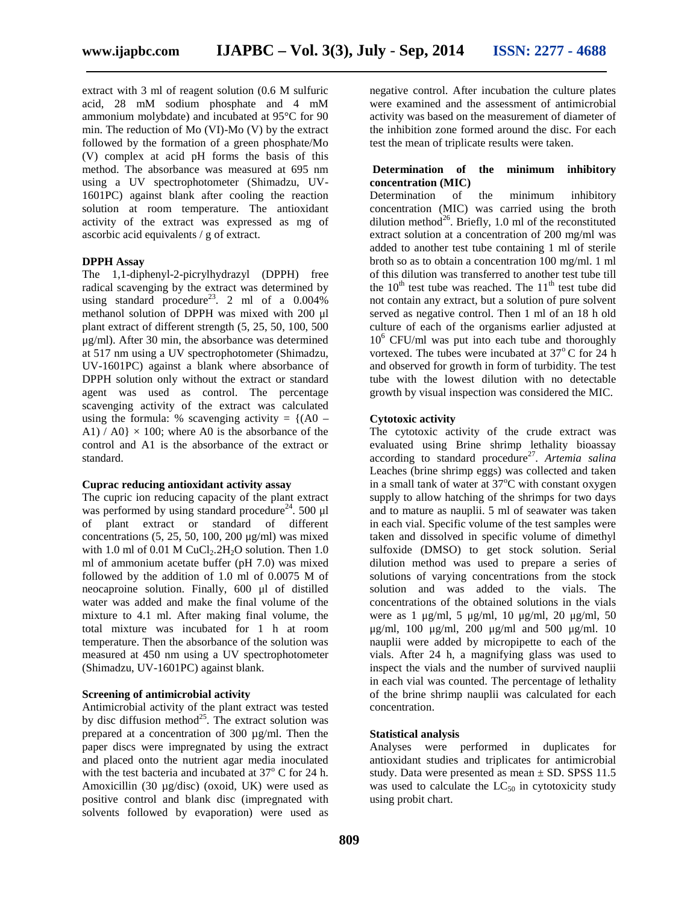extract with 3 ml of reagent solution (0.6 M sulfuric acid, 28 mM sodium phosphate and 4 mM ammonium molybdate) and incubated at 95°C for 90 min. The reduction of Mo (VI)-Mo (V) by the extract followed by the formation of a green phosphate/Mo (V) complex at acid pH forms the basis of this method. The absorbance was measured at 695 nm using a UV spectrophotometer (Shimadzu, UV-1601PC) against blank after cooling the reaction solution at room temperature. The antioxidant activity of the extract was expressed as mg of ascorbic acid equivalents / g of extract.

**DPPH Assay**

The 1,1-diphenyl-2-picrylhydrazyl (DPPH) free radical scavenging by the extract was determined by using standard procedure[23]. 2 ml of a 0.004% methanol solution of DPPH was mixed with 200 µl plant extract of different strength (5, 25, 50, 100, 500 µg/ml). After 30 min, the absorbance was determined at 517 nm using a UV spectrophotometer (Shimadzu, UV-1601PC) against a blank where absorbance of DPPH solution only without the extract or standard agent was used as control. The percentage scavenging activity of the extract was calculated using the formula: % scavenging activity = $\{(A0 - A1) / A0\} \times 100$; where A0 is the absorbance of the control and A1 is the absorbance of the extract or standard.

**Cuprac reducing antioxidant activity assay**

The cupric ion reducing capacity of the plant extract was performed by using standard procedure[24]. 500 µl of plant extract or standard of different concentrations (5, 25, 50, 100, 200 µg/ml) was mixed with 1.0 ml of 0.01 M $CuCl_2.2H_2O$ solution. Then 1.0 ml of ammonium acetate buffer (pH 7.0) was mixed followed by the addition of 1.0 ml of 0.0075 M of neocaproine solution. Finally, 600 µl of distilled water was added and make the final volume of the mixture to 4.1 ml. After making final volume, the total mixture was incubated for 1 h at room temperature. Then the absorbance of the solution was measured at 450 nm using a UV spectrophotometer (Shimadzu, UV-1601PC) against blank.

**Screening of antimicrobial activity**

Antimicrobial activity of the plant extract was tested by disc diffusion method[25]. The extract solution was prepared at a concentration of 300 µg/ml. Then the paper discs were impregnated by using the extract and placed onto the nutrient agar media inoculated with the test bacteria and incubated at 37° C for 24 h. Amoxicillin (30 µg/disc) (oxoid, UK) were used as positive control and blank disc (impregnated with solvents followed by evaporation) were used as negative control. After incubation the culture plates were examined and the assessment of antimicrobial activity was based on the measurement of diameter of the inhibition zone formed around the disc. For each test the mean of triplicate results were taken.

**Determination of the minimum inhibitory concentration (MIC)**

Determination of the minimum inhibitory concentration (MIC) was carried using the broth dilution method[26]. Briefly, 1.0 ml of the reconstituted extract solution at a concentration of 200 mg/ml was added to another test tube containing 1 ml of sterile broth so as to obtain a concentration 100 mg/ml. 1 ml of this dilution was transferred to another test tube till the $10^{th}$ test tube was reached. The $11^{th}$ test tube did not contain any extract, but a solution of pure solvent served as negative control. Then 1 ml of an 18 h old culture of each of the organisms earlier adjusted at $10^6$ CFU/ml was put into each tube and thoroughly vortexed. The tubes were incubated at 37° C for 24 h and observed for growth in form of turbidity. The test tube with the lowest dilution with no detectable growth by visual inspection was considered the MIC.

**Cytotoxic activity**

The cytotoxic activity of the crude extract was evaluated using Brine shrimp lethality bioassay according to standard procedure[27]. *Artemia salina* Leaches (brine shrimp eggs) was collected and taken in a small tank of water at 37°C with constant oxygen supply to allow hatching of the shrimps for two days and to mature as nauplii. 5 ml of seawater was taken in each vial. Specific volume of the test samples were taken and dissolved in specific volume of dimethyl sulfoxide (DMSO) to get stock solution. Serial dilution method was used to prepare a series of solutions of varying concentrations from the stock solution and was added to the vials. The concentrations of the obtained solutions in the vials were as 1 µg/ml, 5 µg/ml, 10 µg/ml, 20 µg/ml, 50 µg/ml, 100 µg/ml, 200 µg/ml and 500 µg/ml. 10 nauplii were added by micropipette to each of the vials. After 24 h, a magnifying glass was used to inspect the vials and the number of survived nauplii in each vial was counted. The percentage of lethality of the brine shrimp nauplii was calculated for each concentration.

**Statistical analysis**

Analyses were performed in duplicates for antioxidant studies and triplicates for antimicrobial study. Data were presented as mean ± SD. SPSS 11.5 was used to calculate the $LC_{50}$ in cytotoxicity study using probit chart.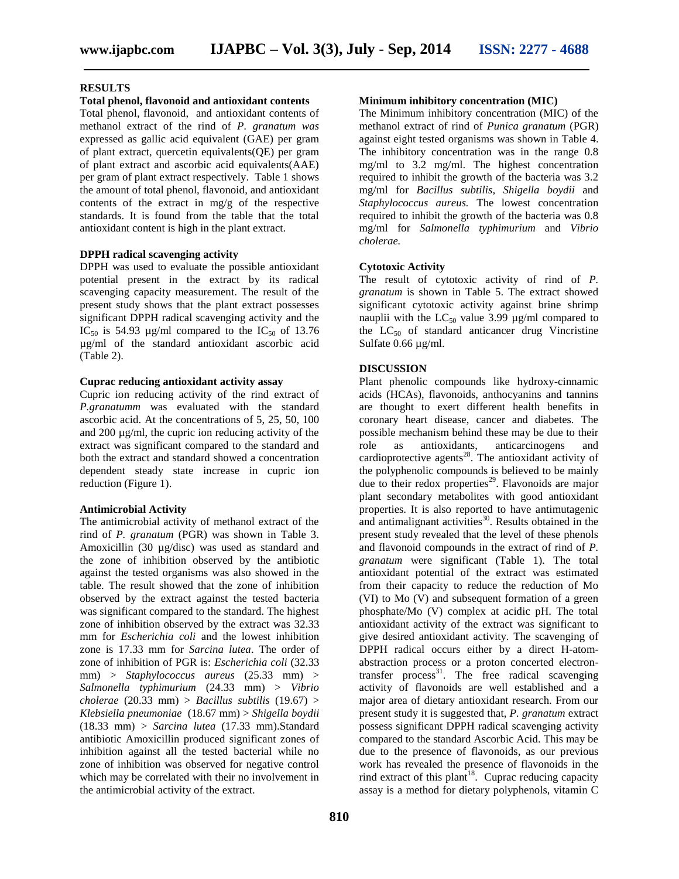## RESULTS

### Total phenol, flavonoid and antioxidant contents

Total phenol, flavonoid, and antioxidant contents of methanol extract of the rind of *P. granatum was* expressed as gallic acid equivalent (GAE) per gram of plant extract, quercetin equivalents(QE) per gram of plant extract and ascorbic acid equivalents(AAE) per gram of plant extract respectively. Table 1 shows the amount of total phenol, flavonoid, and antioxidant contents of the extract in mg/g of the respective standards. It is found from the table that the total antioxidant content is high in the plant extract.

### DPPH radical scavenging activity

DPPH was used to evaluate the possible antioxidant potential present in the extract by its radical scavenging capacity measurement. The result of the present study shows that the plant extract possesses significant DPPH radical scavenging activity and the $IC_{50}$ is 54.93 µg/ml compared to the $IC_{50}$ of 13.76 µg/ml of the standard antioxidant ascorbic acid (Table 2).

### Cuprac reducing antioxidant activity assay

Cupric ion reducing activity of the rind extract of *P.granatumm* was evaluated with the standard ascorbic acid. At the concentrations of 5, 25, 50, 100 and 200 µg/ml, the cupric ion reducing activity of the extract was significant compared to the standard and both the extract and standard showed a concentration dependent steady state increase in cupric ion reduction (Figure 1).

### Antimicrobial Activity

The antimicrobial activity of methanol extract of the rind of *P. granatum* (PGR) was shown in Table 3. Amoxicillin (30 µg/disc) was used as standard and the zone of inhibition observed by the antibiotic against the tested organisms was also showed in the table. The result showed that the zone of inhibition observed by the extract against the tested bacteria was significant compared to the standard. The highest zone of inhibition observed by the extract was 32.33 mm for *Escherichia coli* and the lowest inhibition zone is 17.33 mm for *Sarcina lutea*. The order of zone of inhibition of PGR is: *Escherichia coli* (32.33 mm) > *Staphylococcus aureus* (25.33 mm) > *Salmonella typhimurium* (24.33 mm) > *Vibrio cholerae* (20.33 mm) > *Bacillus subtilis* (19.67) > *Klebsiella pneumoniae* (18.67 mm) > *Shigella boydii* (18.33 mm) > *Sarcina lutea* (17.33 mm).Standard antibiotic Amoxicillin produced significant zones of inhibition against all the tested bacterial while no zone of inhibition was observed for negative control which may be correlated with their no involvement in the antimicrobial activity of the extract.

### Minimum inhibitory concentration (MIC)

The Minimum inhibitory concentration (MIC) of the methanol extract of rind of *Punica granatum* (PGR) against eight tested organisms was shown in Table 4. The inhibitory concentration was in the range 0.8 mg/ml to 3.2 mg/ml. The highest concentration required to inhibit the growth of the bacteria was 3.2 mg/ml for *Bacillus subtilis, Shigella boydii* and *Staphylococcus aureus.* The lowest concentration required to inhibit the growth of the bacteria was 0.8 mg/ml for *Salmonella typhimurium* and *Vibrio cholerae.*

### Cytotoxic Activity

The result of cytotoxic activity of rind of *P. granatum* is shown in Table 5. The extract showed significant cytotoxic activity against brine shrimp nauplii with the $LC_{50}$ value 3.99 µg/ml compared to the $LC_{50}$ of standard anticancer drug Vincristine Sulfate 0.66 µg/ml.

## DISCUSSION

Plant phenolic compounds like hydroxy-cinnamic acids (HCAs), flavonoids, anthocyanins and tannins are thought to exert different health benefits in coronary heart disease, cancer and diabetes. The possible mechanism behind these may be due to their role as antioxidants, anticarcinogens and cardioprotective agents[28]. The antioxidant activity of the polyphenolic compounds is believed to be mainly due to their redox properties[29]. Flavonoids are major plant secondary metabolites with good antioxidant properties. It is also reported to have antimutagenic and antimalignant activities[30]. Results obtained in the present study revealed that the level of these phenols and flavonoid compounds in the extract of rind of *P. granatum* were significant (Table 1). The total antioxidant potential of the extract was estimated from their capacity to reduce the reduction of Mo (VI) to Mo (V) and subsequent formation of a green phosphate/Mo (V) complex at acidic pH. The total antioxidant activity of the extract was significant to give desired antioxidant activity. The scavenging of DPPH radical occurs either by a direct H-atom-abstraction process or a proton concerted electron-transfer process[31]. The free radical scavenging activity of flavonoids are well established and a major area of dietary antioxidant research. From our present study it is suggested that, *P. granatum* extract possess significant DPPH radical scavenging activity compared to the standard Ascorbic Acid. This may be due to the presence of flavonoids, as our previous work has revealed the presence of flavonoids in the rind extract of this plant[18]. Cuprac reducing capacity assay is a method for dietary polyphenols, vitamin C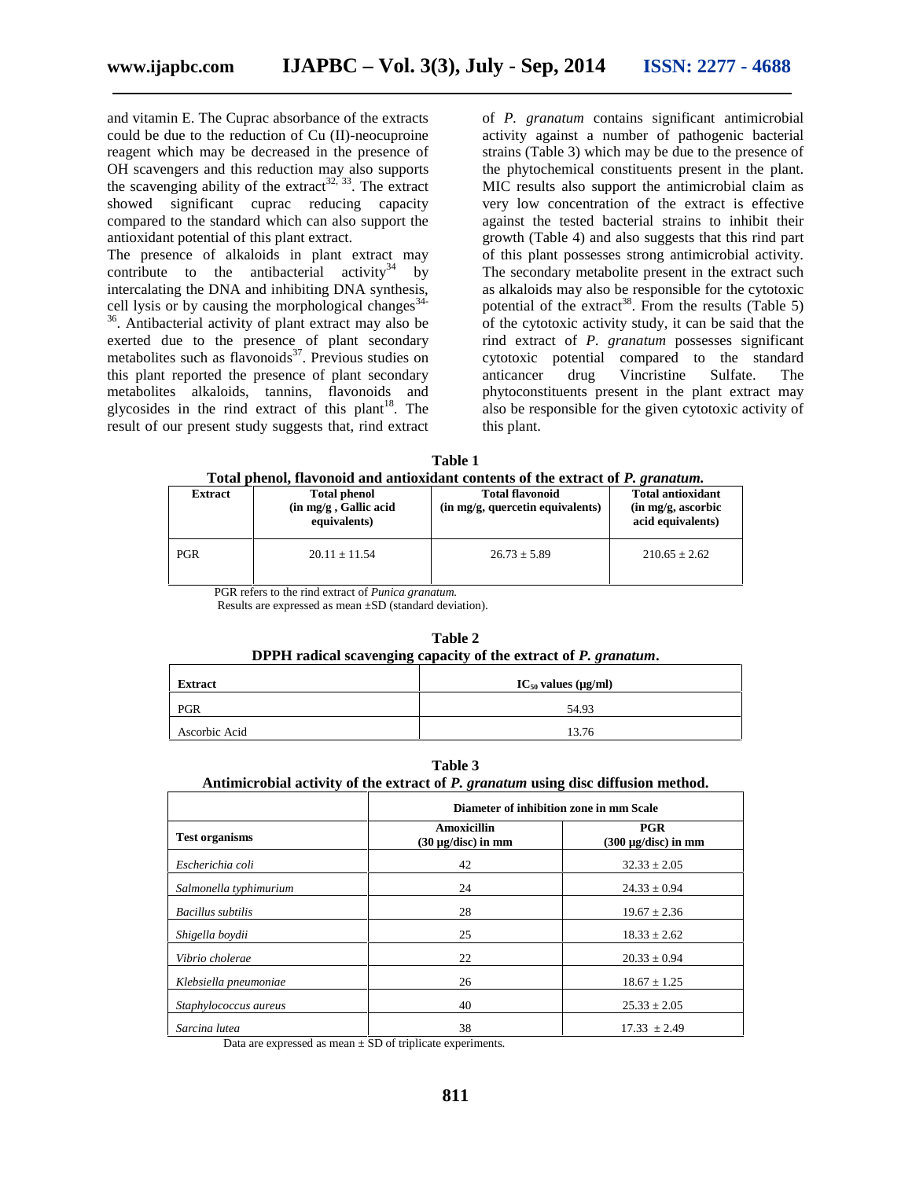and vitamin E. The Cuprac absorbance of the extracts could be due to the reduction of Cu (II)-neocuproine reagent which may be decreased in the presence of OH scavengers and this reduction may also supports the scavenging ability of the extract[32, 33]. The extract showed significant cuprac reducing capacity compared to the standard which can also support the antioxidant potential of this plant extract.

The presence of alkaloids in plant extract may contribute to the antibacterial activity[34] by intercalating the DNA and inhibiting DNA synthesis, cell lysis or by causing the morphological changes[34-36]. Antibacterial activity of plant extract may also be exerted due to the presence of plant secondary metabolites such as flavonoids[37]. Previous studies on this plant reported the presence of plant secondary metabolites alkaloids, tannins, flavonoids and glycosides in the rind extract of this plant[18]. The result of our present study suggests that, rind extract of *P. granatum* contains significant antimicrobial activity against a number of pathogenic bacterial strains (Table 3) which may be due to the presence of the phytochemical constituents present in the plant. MIC results also support the antimicrobial claim as very low concentration of the extract is effective against the tested bacterial strains to inhibit their growth (Table 4) and also suggests that this rind part of this plant possesses strong antimicrobial activity. The secondary metabolite present in the extract such as alkaloids may also be responsible for the cytotoxic potential of the extract[38]. From the results (Table 5) of the cytotoxic activity study, it can be said that the rind extract of *P. granatum* possesses significant cytotoxic potential compared to the standard anticancer drug Vincristine Sulfate. The phytoconstituents present in the plant extract may also be responsible for the given cytotoxic activity of this plant.

**Table 1**
**Total phenol, flavonoid and antioxidant contents of the extract of *P. granatum.***

| Extract | Total phenol (in mg/g , Gallic acid equivalents) | Total flavonoid (in mg/g, quercetin equivalents) | Total antioxidant (in mg/g, ascorbic acid equivalents) |
|---|---|---|---|
| PGR | 20.11 ± 11.54 | 26.73 ± 5.89 | 210.65 ± 2.62 |

PGR refers to the rind extract of *Punica granatum.*
Results are expressed as mean ±SD (standard deviation).

**Table 2**
**DPPH radical scavenging capacity of the extract of *P. granatum*.**

| Extract | $IC_{50}$ values (µg/ml) |
|---|---|
| PGR | 54.93 |
| Ascorbic Acid | 13.76 |

**Table 3**
**Antimicrobial activity of the extract of *P. granatum* using disc diffusion method.**

| | Diameter of inhibition zone in mm Scale | |
|---|---|---|
| Test organisms | Amoxicillin (30 µg/disc) in mm | PGR (300 µg/disc) in mm |
| *Escherichia coli* | 42 | 32.33 ± 2.05 |
| *Salmonella typhimurium* | 24 | 24.33 ± 0.94 |
| *Bacillus subtilis* | 28 | 19.67 ± 2.36 |
| *Shigella boydii* | 25 | 18.33 ± 2.62 |
| *Vibrio cholerae* | 22 | 20.33 ± 0.94 |
| *Klebsiella pneumoniae* | 26 | 18.67 ± 1.25 |
| *Staphylococcus aureus* | 40 | 25.33 ± 2.05 |
| *Sarcina lutea* | 38 | 17.33 ± 2.49 |

Data are expressed as mean ± SD of triplicate experiments.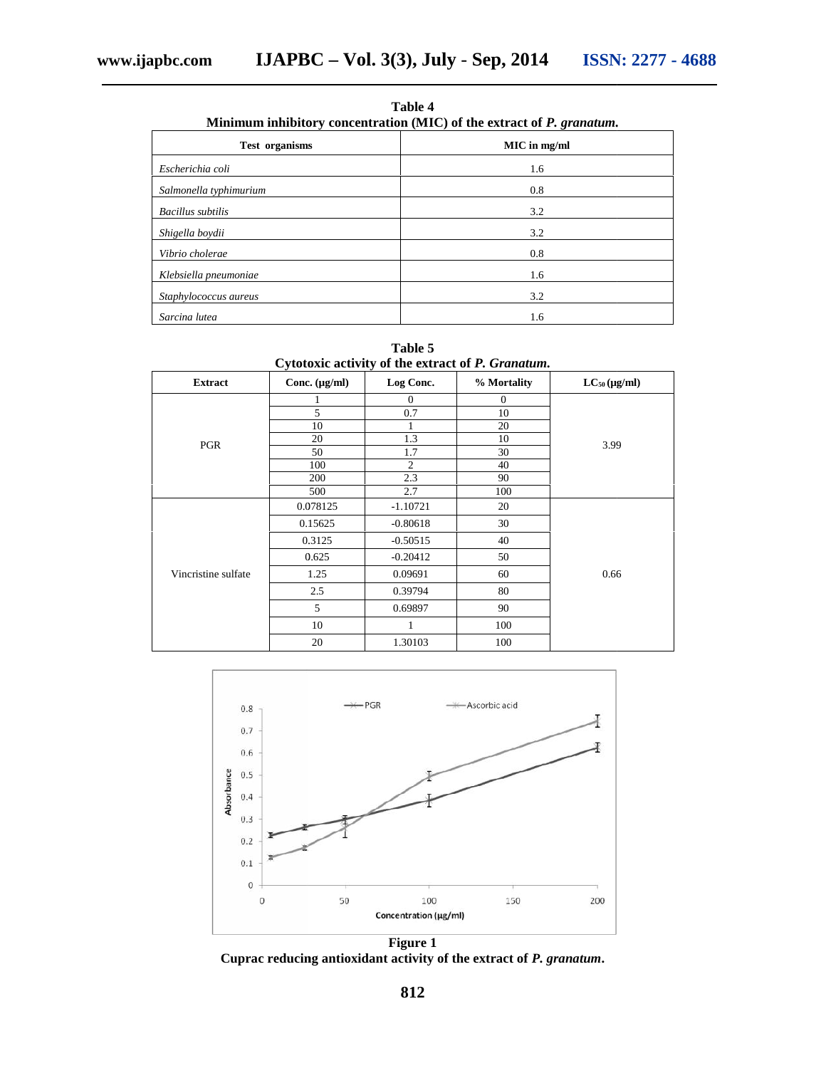**Table 4**
**Minimum inhibitory concentration (MIC) of the extract of *P. granatum*.**

| Test organisms | MIC in mg/ml |
|---|---|
| *Escherichia coli* | 1.6 |
| *Salmonella typhimurium* | 0.8 |
| *Bacillus subtilis* | 3.2 |
| *Shigella boydii* | 3.2 |
| *Vibrio cholerae* | 0.8 |
| *Klebsiella pneumoniae* | 1.6 |
| *Staphylococcus aureus* | 3.2 |
| *Sarcina lutea* | 1.6 |

**Table 5**
**Cytotoxic activity of the extract of *P. Granatum*.**

| Extract | Conc. (μg/ml) | Log Conc. | % Mortality | $LC_{50}$ (μg/ml) |
|---|---|---|---|---|
| PGR | 1 | 0 | 0 | 3.99 |
| | 5 | 0.7 | 10 | |
| | 10 | 1 | 20 | |
| | 20 | 1.3 | 10 | |
| | 50 | 1.7 | 30 | |
| | 100 | 2 | 40 | |
| | 200 | 2.3 | 90 | |
| | 500 | 2.7 | 100 | |
| Vincristine sulfate | 0.078125 | -1.10721 | 20 | 0.66 |
| | 0.15625 | -0.80618 | 30 | |
| | 0.3125 | -0.50515 | 40 | |
| | 0.625 | -0.20412 | 50 | |
| | 1.25 | 0.09691 | 60 | |
| | 2.5 | 0.39794 | 80 | |
| | 5 | 0.69897 | 90 | |
| | 10 | 1 | 100 | |
| | 20 | 1.30103 | 100 | |

**Figure 1**
**Cuprac reducing antioxidant activity of the extract of *P. granatum*.**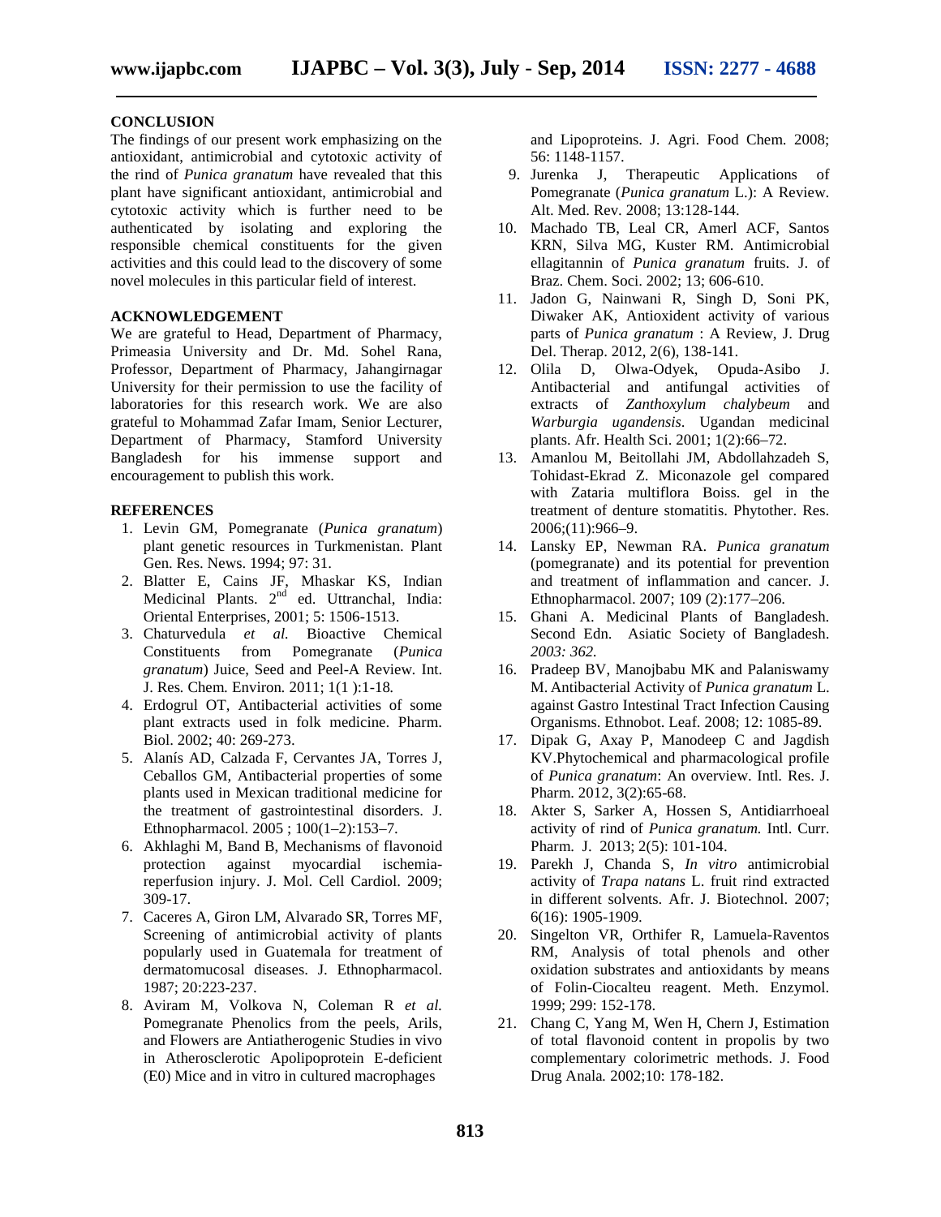## CONCLUSION

The findings of our present work emphasizing on the antioxidant, antimicrobial and cytotoxic activity of the rind of *Punica granatum* have revealed that this plant have significant antioxidant, antimicrobial and cytotoxic activity which is further need to be authenticated by isolating and exploring the responsible chemical constituents for the given activities and this could lead to the discovery of some novel molecules in this particular field of interest.

## ACKNOWLEDGEMENT

We are grateful to Head, Department of Pharmacy, Primeasia University and Dr. Md. Sohel Rana, Professor, Department of Pharmacy, Jahangirnagar University for their permission to use the facility of laboratories for this research work. We are also grateful to Mohammad Zafar Imam, Senior Lecturer, Department of Pharmacy, Stamford University Bangladesh for his immense support and encouragement to publish this work.

## REFERENCES

1. Levin GM, Pomegranate (*Punica granatum*) plant genetic resources in Turkmenistan. Plant Gen. Res. News. 1994; 97: 31.
2. Blatter E, Cains JF, Mhaskar KS, Indian Medicinal Plants. 2nd ed. Uttranchal, India: Oriental Enterprises, 2001; 5: 1506-1513.
3. Chaturvedula *et al.* Bioactive Chemical Constituents from Pomegranate (*Punica granatum*) Juice, Seed and Peel-A Review. Int. J. Res. Chem. Environ. 2011; 1(1 ):1-18.
4. Erdogrul OT, Antibacterial activities of some plant extracts used in folk medicine. Pharm. Biol. 2002; 40: 269-273.
5. Alanís AD, Calzada F, Cervantes JA, Torres J, Ceballos GM, Antibacterial properties of some plants used in Mexican traditional medicine for the treatment of gastrointestinal disorders. J. Ethnopharmacol. 2005 ; 100(1–2):153–7.
6. Akhlaghi M, Band B, Mechanisms of flavonoid protection against myocardial ischemia-reperfusion injury. J. Mol. Cell Cardiol. 2009; 309-17.
7. Caceres A, Giron LM, Alvarado SR, Torres MF, Screening of antimicrobial activity of plants popularly used in Guatemala for treatment of dermatomucosal diseases. J. Ethnopharmacol. 1987; 20:223-237.
8. Aviram M, Volkova N, Coleman R *et al.* Pomegranate Phenolics from the peels, Arils, and Flowers are Antiatherogenic Studies in vivo in Atherosclerotic Apolipoprotein E-deficient (E0) Mice and in vitro in cultured macrophages and Lipoproteins. J. Agri. Food Chem. 2008; 56: 1148-1157.
9. Jurenka J, Therapeutic Applications of Pomegranate (*Punica granatum* L.): A Review. Alt. Med. Rev. 2008; 13:128-144.
10. Machado TB, Leal CR, Amerl ACF, Santos KRN, Silva MG, Kuster RM. Antimicrobial ellagitannin of *Punica granatum* fruits. J. of Braz. Chem. Soci. 2002; 13; 606-610.
11. Jadon G, Nainwani R, Singh D, Soni PK, Diwaker AK, Antioxident activity of various parts of *Punica granatum* : A Review, J. Drug Del. Therap. 2012, 2(6), 138-141.
12. Olila D, Olwa-Odyek, Opuda-Asibo J. Antibacterial and antifungal activities of extracts of *Zanthoxylum chalybeum* and *Warburgia ugandensis*. Ugandan medicinal plants. Afr. Health Sci. 2001; 1(2):66–72.
13. Amanlou M, Beitollahi JM, Abdollahzadeh S, Tohidast-Ekrad Z. Miconazole gel compared with Zataria multiflora Boiss. gel in the treatment of denture stomatitis. Phytother. Res. 2006;(11):966–9.
14. Lansky EP, Newman RA. *Punica granatum* (pomegranate) and its potential for prevention and treatment of inflammation and cancer. J. Ethnopharmacol. 2007; 109 (2):177–206.
15. Ghani A. Medicinal Plants of Bangladesh. Second Edn. Asiatic Society of Bangladesh. *2003: 362.*
16. Pradeep BV, Manojbabu MK and Palaniswamy M. Antibacterial Activity of *Punica granatum* L. against Gastro Intestinal Tract Infection Causing Organisms. Ethnobot. Leaf. 2008; 12: 1085-89.
17. Dipak G, Axay P, Manodeep C and Jagdish KV.Phytochemical and pharmacological profile of *Punica granatum*: An overview. Intl. Res. J. Pharm. 2012, 3(2):65-68.
18. Akter S, Sarker A, Hossen S, Antidiarrhoeal activity of rind of *Punica granatum.* Intl. Curr. Pharm. J. 2013; 2(5): 101-104.
19. Parekh J, Chanda S, *In vitro* antimicrobial activity of *Trapa natans* L. fruit rind extracted in different solvents. Afr. J. Biotechnol. 2007; 6(16): 1905-1909.
20. Singelton VR, Orthifer R, Lamuela-Raventos RM, Analysis of total phenols and other oxidation substrates and antioxidants by means of Folin-Ciocalteu reagent. Meth. Enzymol. 1999; 299: 152-178.
21. Chang C, Yang M, Wen H, Chern J, Estimation of total flavonoid content in propolis by two complementary colorimetric methods. J. Food Drug Anala*.* 2002;10: 178-182.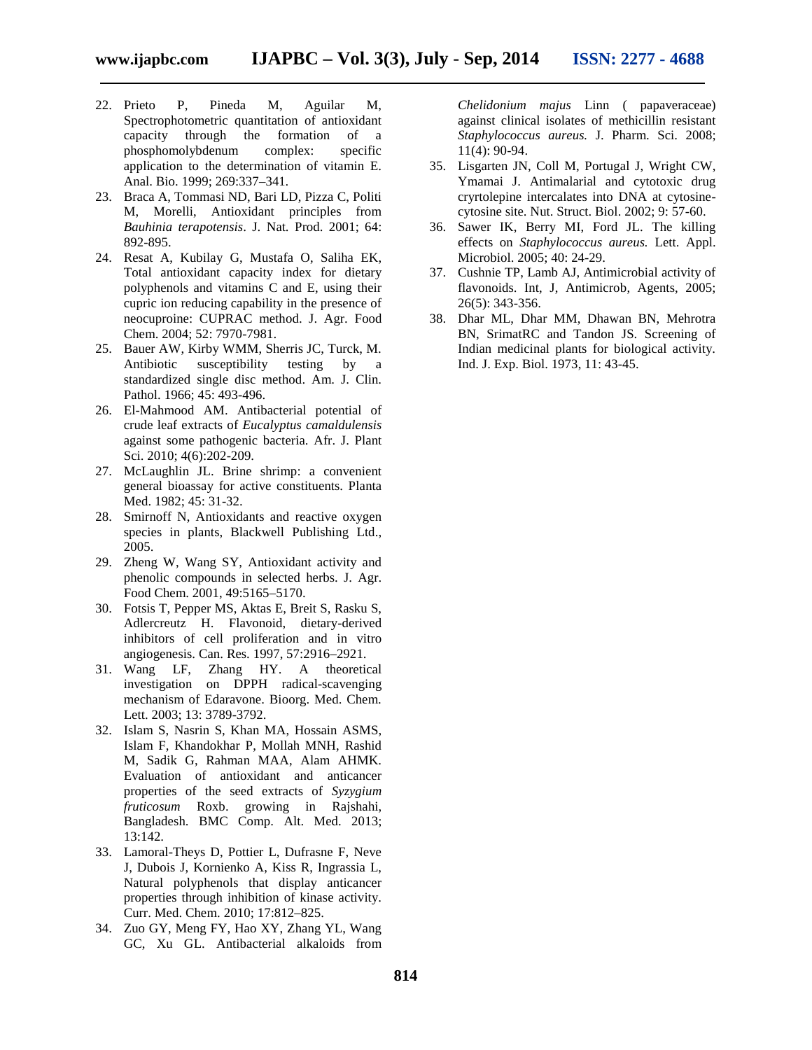22. Prieto P, Pineda M, Aguilar M, Spectrophotometric quantitation of antioxidant capacity through the formation of a phosphomolybdenum complex: specific application to the determination of vitamin E. Anal. Bio. 1999; 269:337–341.
23. Braca A, Tommasi ND, Bari LD, Pizza C, Politi M, Morelli, Antioxidant principles from *Bauhinia terapotensis*. J. Nat. Prod. 2001; 64: 892-895.
24. Resat A, Kubilay G, Mustafa O, Saliha EK, Total antioxidant capacity index for dietary polyphenols and vitamins C and E, using their cupric ion reducing capability in the presence of neocuproine: CUPRAC method. J. Agr. Food Chem. 2004; 52: 7970-7981.
25. Bauer AW, Kirby WMM, Sherris JC, Turck, M. Antibiotic susceptibility testing by a standardized single disc method. Am. J. Clin. Pathol. 1966; 45: 493-496.
26. El-Mahmood AM. Antibacterial potential of crude leaf extracts of *Eucalyptus camaldulensis* against some pathogenic bacteria. Afr. J. Plant Sci. 2010; 4(6):202-209.
27. McLaughlin JL. Brine shrimp: a convenient general bioassay for active constituents. Planta Med. 1982; 45: 31-32.
28. Smirnoff N, Antioxidants and reactive oxygen species in plants, Blackwell Publishing Ltd., 2005.
29. Zheng W, Wang SY, Antioxidant activity and phenolic compounds in selected herbs. J. Agr. Food Chem. 2001, 49:5165–5170.
30. Fotsis T, Pepper MS, Aktas E, Breit S, Rasku S, Adlercreutz H. Flavonoid, dietary-derived inhibitors of cell proliferation and in vitro angiogenesis. Can. Res. 1997, 57:2916–2921.
31. Wang LF, Zhang HY. A theoretical investigation on DPPH radical-scavenging mechanism of Edaravone. Bioorg. Med. Chem. Lett. 2003; 13: 3789-3792.
32. Islam S, Nasrin S, Khan MA, Hossain ASMS, Islam F, Khandokhar P, Mollah MNH, Rashid M, Sadik G, Rahman MAA, Alam AHMK. Evaluation of antioxidant and anticancer properties of the seed extracts of *Syzygium fruticosum* Roxb. growing in Rajshahi, Bangladesh. BMC Comp. Alt. Med. 2013; 13:142.
33. Lamoral-Theys D, Pottier L, Dufrasne F, Neve J, Dubois J, Kornienko A, Kiss R, Ingrassia L, Natural polyphenols that display anticancer properties through inhibition of kinase activity. Curr. Med. Chem. 2010; 17:812–825.
34. Zuo GY, Meng FY, Hao XY, Zhang YL, Wang GC, Xu GL. Antibacterial alkaloids from *Chelidonium majus* Linn ( papaveraceae) against clinical isolates of methicillin resistant *Staphylococcus aureus.* J. Pharm. Sci. 2008; 11(4): 90-94.
35. Lisgarten JN, Coll M, Portugal J, Wright CW, Ymamai J. Antimalarial and cytotoxic drug cryrtolepine intercalates into DNA at cytosine-cytosine site. Nut. Struct. Biol. 2002; 9: 57-60.
36. Sawer IK, Berry MI, Ford JL. The killing effects on *Staphylococcus aureus.* Lett. Appl. Microbiol. 2005; 40: 24-29.
37. Cushnie TP, Lamb AJ, Antimicrobial activity of flavonoids. Int, J, Antimicrob, Agents, 2005; 26(5): 343-356.
38. Dhar ML, Dhar MM, Dhawan BN, Mehrotra BN, SrimatRC and Tandon JS. Screening of Indian medicinal plants for biological activity. Ind. J. Exp. Biol. 1973, 11: 43-45.